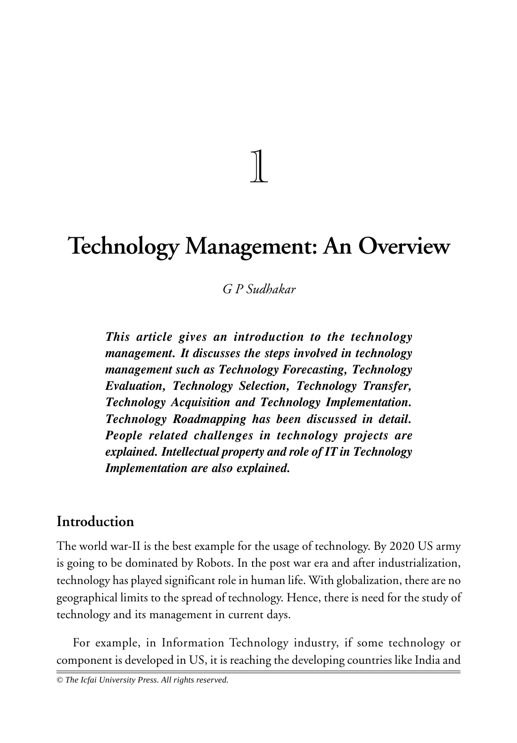1

# Technology Management: An Overview

*G P Sudhakar*

***This article gives an introduction to the technology management. It discusses the steps involved in technology management such as Technology Forecasting, Technology Evaluation, Technology Selection, Technology Transfer, Technology Acquisition and Technology Implementation. Technology Roadmapping has been discussed in detail. People related challenges in technology projects are explained. Intellectual property and role of IT in Technology Implementation are also explained.***

## Introduction

The world war-II is the best example for the usage of technology. By 2020 US army is going to be dominated by Robots. In the post war era and after industrialization, technology has played significant role in human life. With globalization, there are no geographical limits to the spread of technology. Hence, there is need for the study of technology and its management in current days.

For example, in Information Technology industry, if some technology or component is developed in US, it is reaching the developing countries like India and

*© The Icfai University Press. All rights reserved.*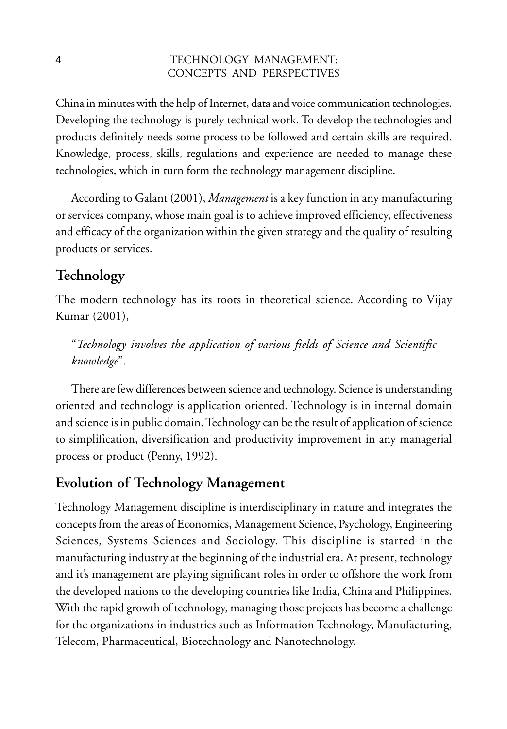China in minutes with the help of Internet, data and voice communication technologies. Developing the technology is purely technical work. To develop the technologies and products definitely needs some process to be followed and certain skills are required. Knowledge, process, skills, regulations and experience are needed to manage these technologies, which in turn form the technology management discipline.

According to Galant (2001), *Management* is a key function in any manufacturing or services company, whose main goal is to achieve improved efficiency, effectiveness and efficacy of the organization within the given strategy and the quality of resulting products or services.

## Technology

The modern technology has its roots in theoretical science. According to Vijay Kumar (2001),

> "*Technology involves the application of various fields of Science and Scientific knowledge*".

There are few differences between science and technology. Science is understanding oriented and technology is application oriented. Technology is in internal domain and science is in public domain. Technology can be the result of application of science to simplification, diversification and productivity improvement in any managerial process or product (Penny, 1992).

## Evolution of Technology Management

Technology Management discipline is interdisciplinary in nature and integrates the concepts from the areas of Economics, Management Science, Psychology, Engineering Sciences, Systems Sciences and Sociology. This discipline is started in the manufacturing industry at the beginning of the industrial era. At present, technology and it's management are playing significant roles in order to offshore the work from the developed nations to the developing countries like India, China and Philippines. With the rapid growth of technology, managing those projects has become a challenge for the organizations in industries such as Information Technology, Manufacturing, Telecom, Pharmaceutical, Biotechnology and Nanotechnology.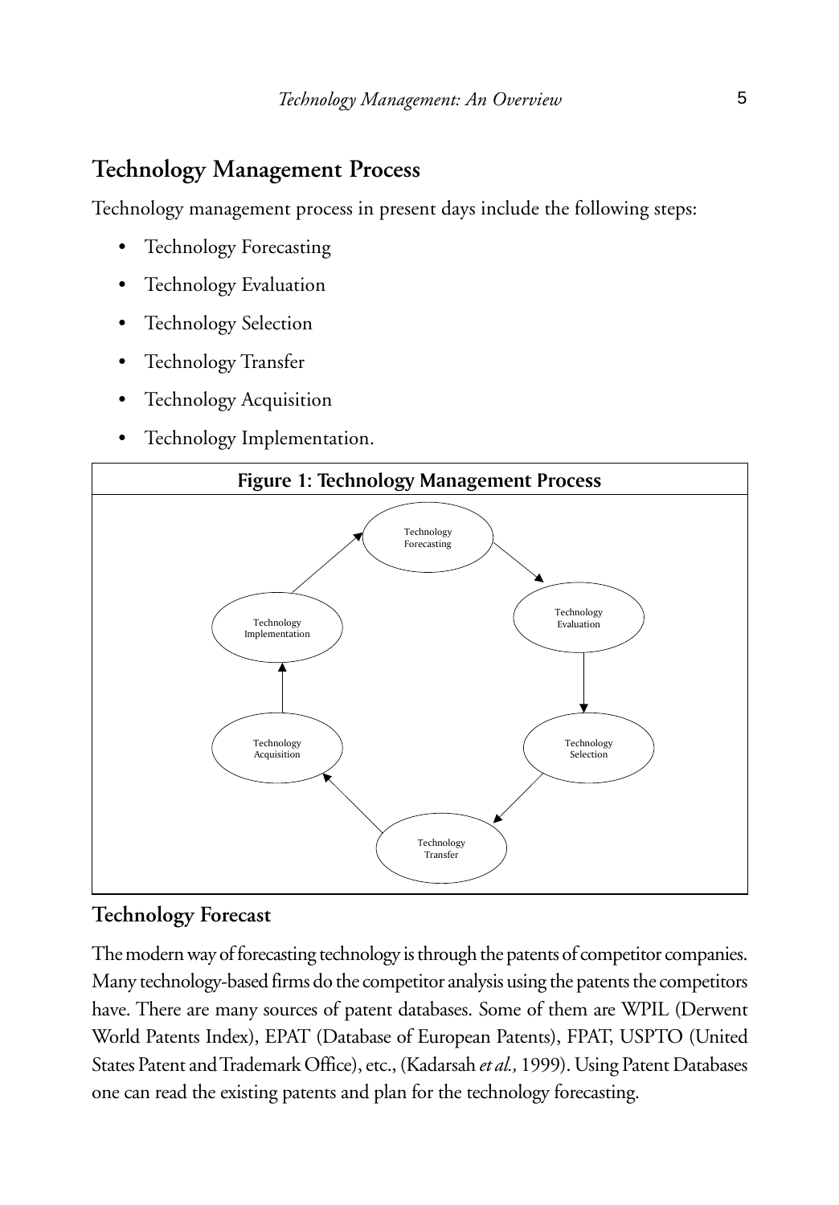## Technology Management Process

Technology management process in present days include the following steps:

- Technology Forecasting
- Technology Evaluation
- Technology Selection
- Technology Transfer
- Technology Acquisition
- Technology Implementation.

**Figure 1: Technology Management Process**

### Technology Forecast

The modern way of forecasting technology is through the patents of competitor companies. Many technology-based firms do the competitor analysis using the patents the competitors have. There are many sources of patent databases. Some of them are WPIL (Derwent World Patents Index), EPAT (Database of European Patents), FPAT, USPTO (United States Patent and Trademark Office), etc., (Kadarsah *et al.,* 1999). Using Patent Databases one can read the existing patents and plan for the technology forecasting.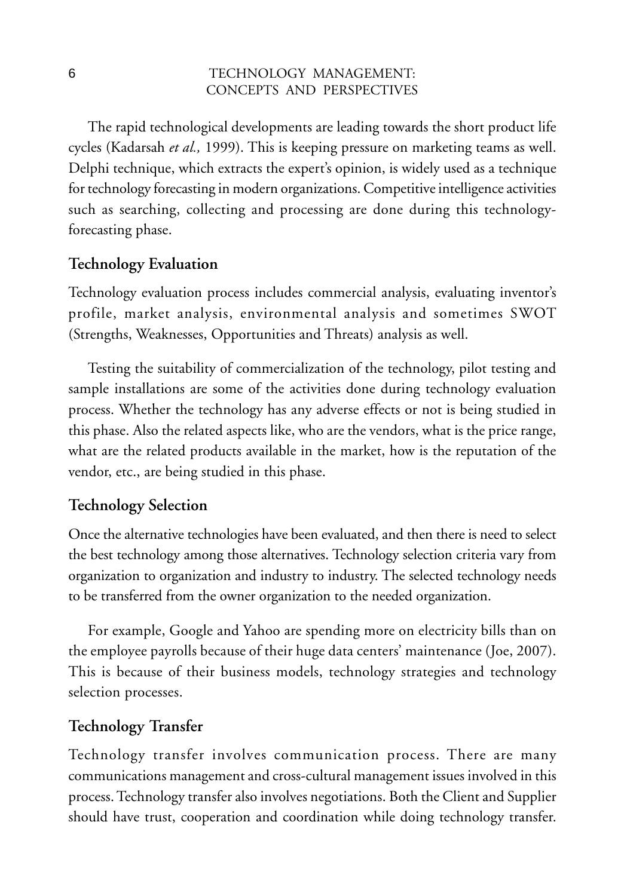The rapid technological developments are leading towards the short product life cycles (Kadarsah *et al.,* 1999). This is keeping pressure on marketing teams as well. Delphi technique, which extracts the expert's opinion, is widely used as a technique for technology forecasting in modern organizations. Competitive intelligence activities such as searching, collecting and processing are done during this technology-forecasting phase.

## Technology Evaluation

Technology evaluation process includes commercial analysis, evaluating inventor's profile, market analysis, environmental analysis and sometimes SWOT (Strengths, Weaknesses, Opportunities and Threats) analysis as well.

Testing the suitability of commercialization of the technology, pilot testing and sample installations are some of the activities done during technology evaluation process. Whether the technology has any adverse effects or not is being studied in this phase. Also the related aspects like, who are the vendors, what is the price range, what are the related products available in the market, how is the reputation of the vendor, etc., are being studied in this phase.

## Technology Selection

Once the alternative technologies have been evaluated, and then there is need to select the best technology among those alternatives. Technology selection criteria vary from organization to organization and industry to industry. The selected technology needs to be transferred from the owner organization to the needed organization.

For example, Google and Yahoo are spending more on electricity bills than on the employee payrolls because of their huge data centers' maintenance (Joe, 2007). This is because of their business models, technology strategies and technology selection processes.

## Technology Transfer

Technology transfer involves communication process. There are many communications management and cross-cultural management issues involved in this process. Technology transfer also involves negotiations. Both the Client and Supplier should have trust, cooperation and coordination while doing technology transfer.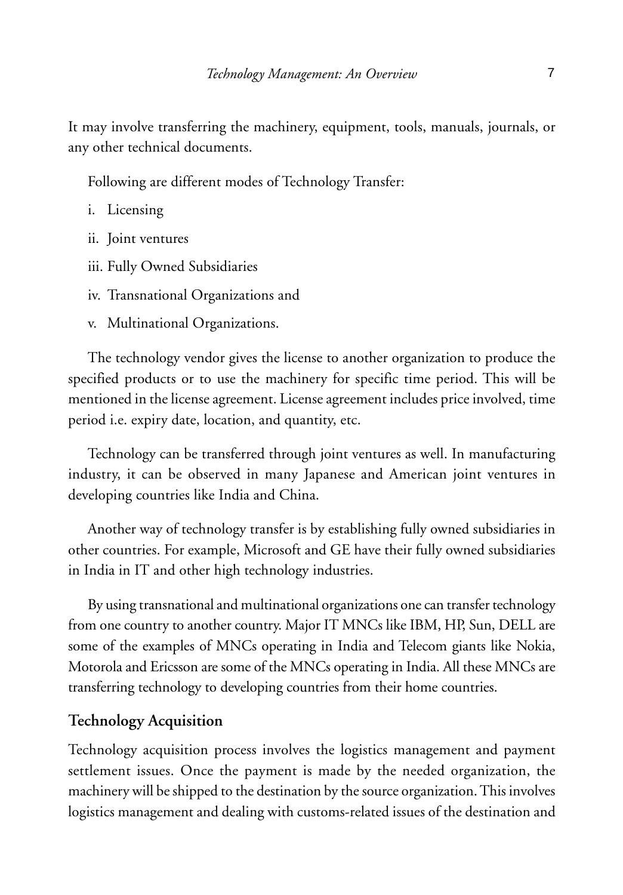It may involve transferring the machinery, equipment, tools, manuals, journals, or any other technical documents.

Following are different modes of Technology Transfer:

i. Licensing

ii. Joint ventures

iii. Fully Owned Subsidiaries

iv. Transnational Organizations and

v. Multinational Organizations.

The technology vendor gives the license to another organization to produce the specified products or to use the machinery for specific time period. This will be mentioned in the license agreement. License agreement includes price involved, time period i.e. expiry date, location, and quantity, etc.

Technology can be transferred through joint ventures as well. In manufacturing industry, it can be observed in many Japanese and American joint ventures in developing countries like India and China.

Another way of technology transfer is by establishing fully owned subsidiaries in other countries. For example, Microsoft and GE have their fully owned subsidiaries in India in IT and other high technology industries.

By using transnational and multinational organizations one can transfer technology from one country to another country. Major IT MNCs like IBM, HP, Sun, DELL are some of the examples of MNCs operating in India and Telecom giants like Nokia, Motorola and Ericsson are some of the MNCs operating in India. All these MNCs are transferring technology to developing countries from their home countries.

## Technology Acquisition

Technology acquisition process involves the logistics management and payment settlement issues. Once the payment is made by the needed organization, the machinery will be shipped to the destination by the source organization. This involves logistics management and dealing with customs-related issues of the destination and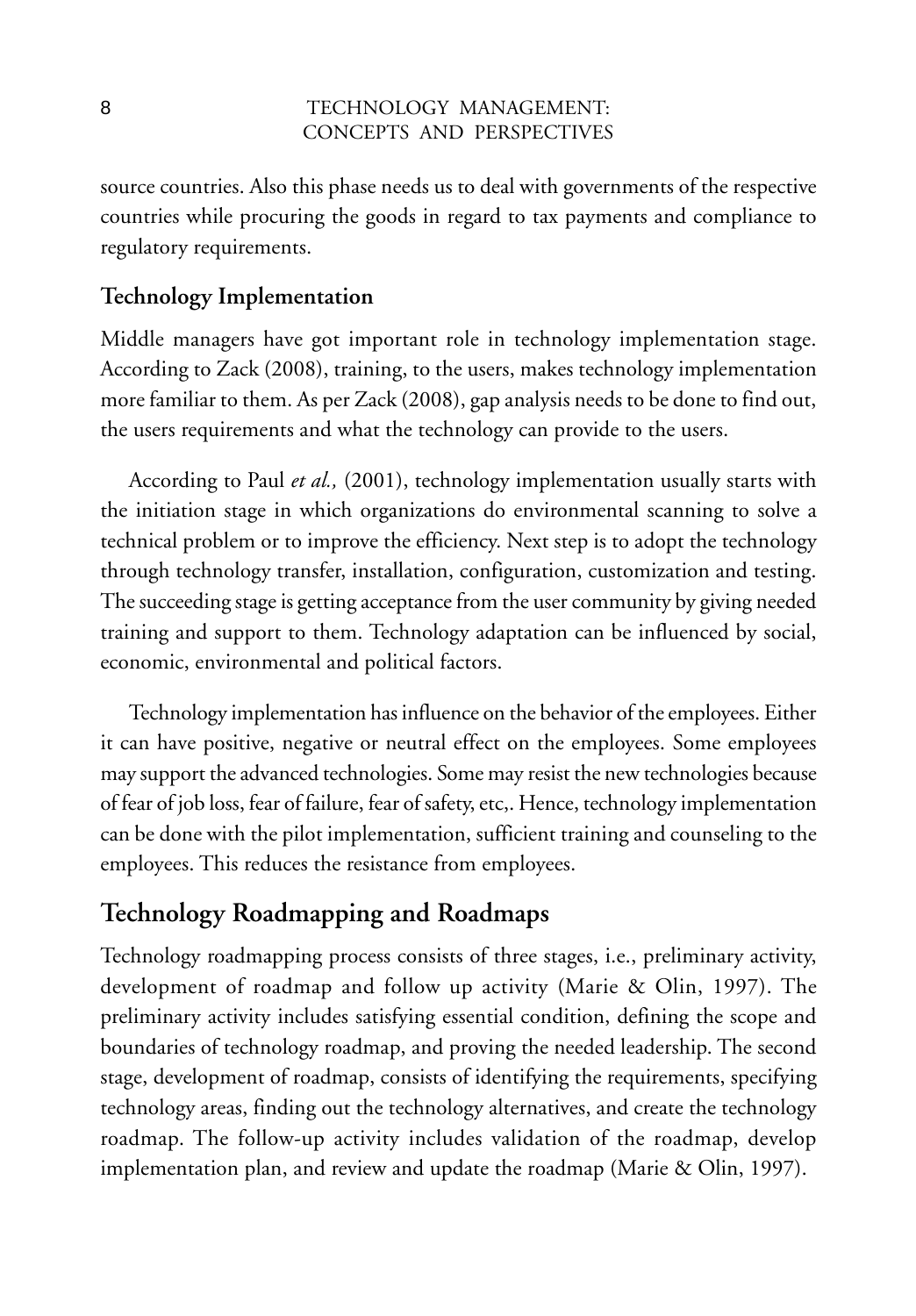source countries. Also this phase needs us to deal with governments of the respective countries while procuring the goods in regard to tax payments and compliance to regulatory requirements.

### Technology Implementation

Middle managers have got important role in technology implementation stage. According to Zack (2008), training, to the users, makes technology implementation more familiar to them. As per Zack (2008), gap analysis needs to be done to find out, the users requirements and what the technology can provide to the users.

According to Paul *et al.,* (2001), technology implementation usually starts with the initiation stage in which organizations do environmental scanning to solve a technical problem or to improve the efficiency. Next step is to adopt the technology through technology transfer, installation, configuration, customization and testing. The succeeding stage is getting acceptance from the user community by giving needed training and support to them. Technology adaptation can be influenced by social, economic, environmental and political factors.

Technology implementation has influence on the behavior of the employees. Either it can have positive, negative or neutral effect on the employees. Some employees may support the advanced technologies. Some may resist the new technologies because of fear of job loss, fear of failure, fear of safety, etc,. Hence, technology implementation can be done with the pilot implementation, sufficient training and counseling to the employees. This reduces the resistance from employees.

## Technology Roadmapping and Roadmaps

Technology roadmapping process consists of three stages, i.e., preliminary activity, development of roadmap and follow up activity (Marie & Olin, 1997). The preliminary activity includes satisfying essential condition, defining the scope and boundaries of technology roadmap, and proving the needed leadership. The second stage, development of roadmap, consists of identifying the requirements, specifying technology areas, finding out the technology alternatives, and create the technology roadmap. The follow-up activity includes validation of the roadmap, develop implementation plan, and review and update the roadmap (Marie & Olin, 1997).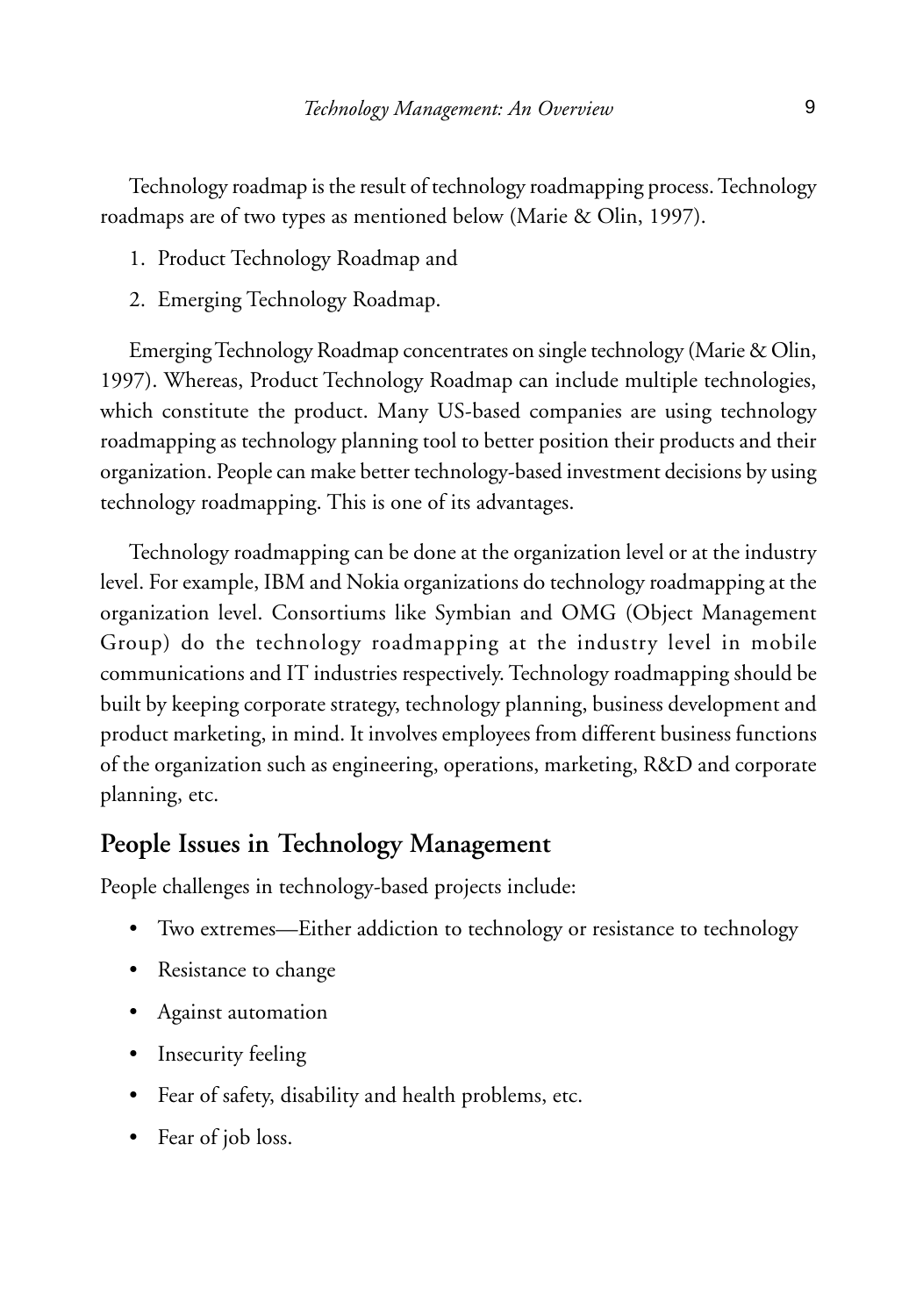Technology roadmap is the result of technology roadmapping process. Technology roadmaps are of two types as mentioned below (Marie & Olin, 1997).

1. Product Technology Roadmap and
2. Emerging Technology Roadmap.

Emerging Technology Roadmap concentrates on single technology (Marie & Olin, 1997). Whereas, Product Technology Roadmap can include multiple technologies, which constitute the product. Many US-based companies are using technology roadmapping as technology planning tool to better position their products and their organization. People can make better technology-based investment decisions by using technology roadmapping. This is one of its advantages.

Technology roadmapping can be done at the organization level or at the industry level. For example, IBM and Nokia organizations do technology roadmapping at the organization level. Consortiums like Symbian and OMG (Object Management Group) do the technology roadmapping at the industry level in mobile communications and IT industries respectively. Technology roadmapping should be built by keeping corporate strategy, technology planning, business development and product marketing, in mind. It involves employees from different business functions of the organization such as engineering, operations, marketing, R&D and corporate planning, etc.

## People Issues in Technology Management

People challenges in technology-based projects include:

- Two extremes—Either addiction to technology or resistance to technology
- Resistance to change
- Against automation
- Insecurity feeling
- Fear of safety, disability and health problems, etc.
- Fear of job loss.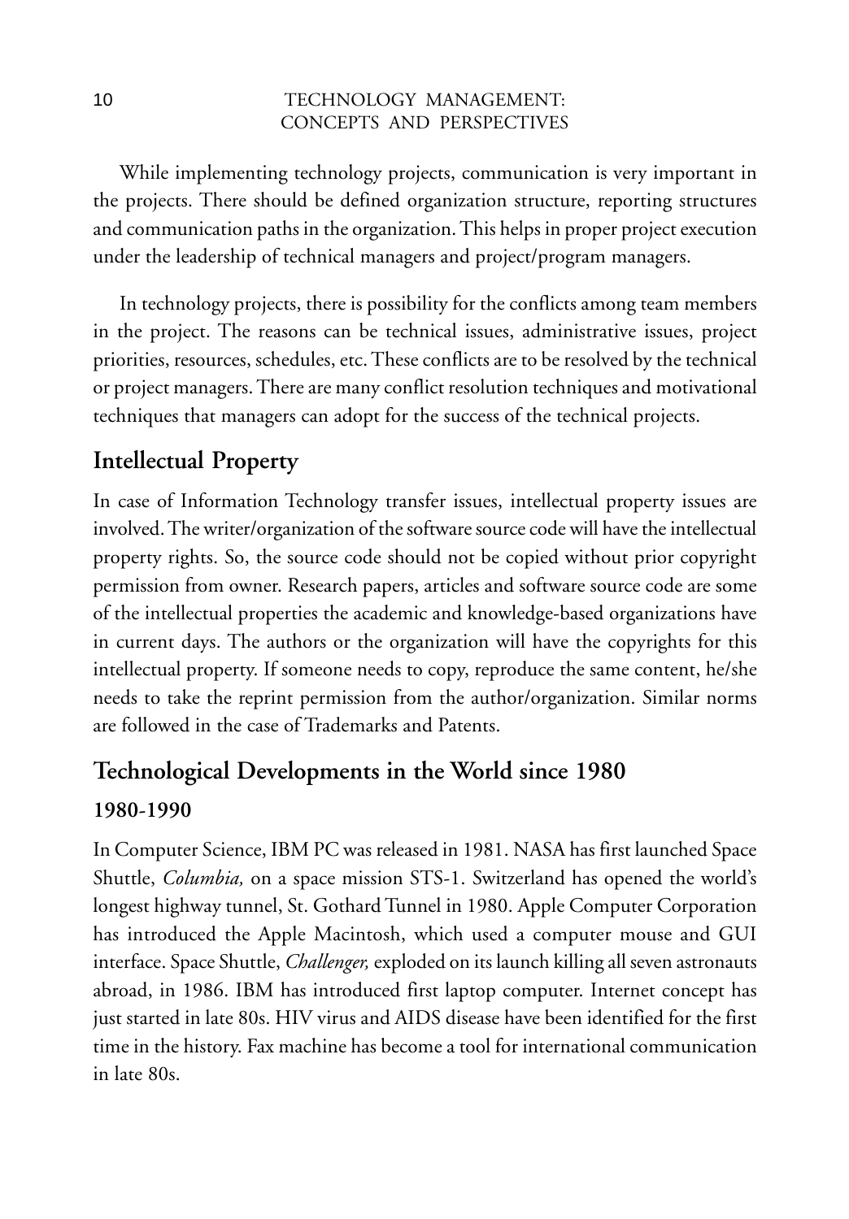While implementing technology projects, communication is very important in the projects. There should be defined organization structure, reporting structures and communication paths in the organization. This helps in proper project execution under the leadership of technical managers and project/program managers.

In technology projects, there is possibility for the conflicts among team members in the project. The reasons can be technical issues, administrative issues, project priorities, resources, schedules, etc. These conflicts are to be resolved by the technical or project managers. There are many conflict resolution techniques and motivational techniques that managers can adopt for the success of the technical projects.

## Intellectual Property

In case of Information Technology transfer issues, intellectual property issues are involved. The writer/organization of the software source code will have the intellectual property rights. So, the source code should not be copied without prior copyright permission from owner. Research papers, articles and software source code are some of the intellectual properties the academic and knowledge-based organizations have in current days. The authors or the organization will have the copyrights for this intellectual property. If someone needs to copy, reproduce the same content, he/she needs to take the reprint permission from the author/organization. Similar norms are followed in the case of Trademarks and Patents.

## Technological Developments in the World since 1980

### 1980-1990

In Computer Science, IBM PC was released in 1981. NASA has first launched Space Shuttle, *Columbia,* on a space mission STS-1. Switzerland has opened the world's longest highway tunnel, St. Gothard Tunnel in 1980. Apple Computer Corporation has introduced the Apple Macintosh, which used a computer mouse and GUI interface. Space Shuttle, *Challenger,* exploded on its launch killing all seven astronauts abroad, in 1986. IBM has introduced first laptop computer. Internet concept has just started in late 80s. HIV virus and AIDS disease have been identified for the first time in the history. Fax machine has become a tool for international communication in late 80s.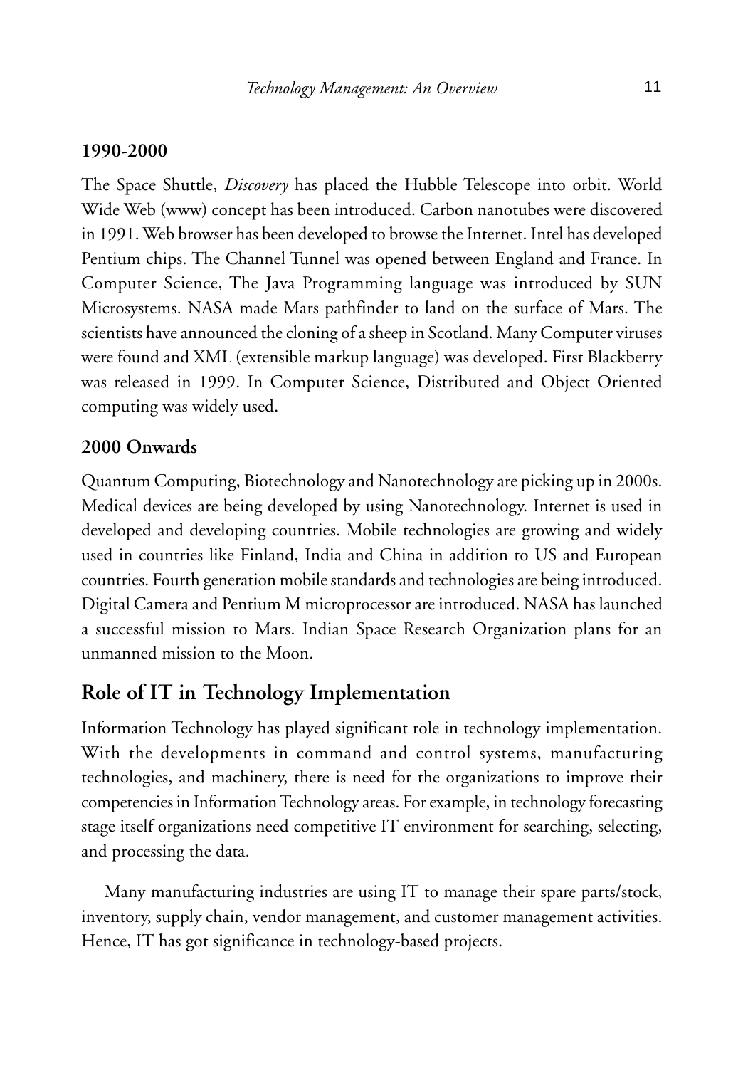### 1990-2000

The Space Shuttle, *Discovery* has placed the Hubble Telescope into orbit. World Wide Web (www) concept has been introduced. Carbon nanotubes were discovered in 1991. Web browser has been developed to browse the Internet. Intel has developed Pentium chips. The Channel Tunnel was opened between England and France. In Computer Science, The Java Programming language was introduced by SUN Microsystems. NASA made Mars pathfinder to land on the surface of Mars. The scientists have announced the cloning of a sheep in Scotland. Many Computer viruses were found and XML (extensible markup language) was developed. First Blackberry was released in 1999. In Computer Science, Distributed and Object Oriented computing was widely used.

### 2000 Onwards

Quantum Computing, Biotechnology and Nanotechnology are picking up in 2000s. Medical devices are being developed by using Nanotechnology. Internet is used in developed and developing countries. Mobile technologies are growing and widely used in countries like Finland, India and China in addition to US and European countries. Fourth generation mobile standards and technologies are being introduced. Digital Camera and Pentium M microprocessor are introduced. NASA has launched a successful mission to Mars. Indian Space Research Organization plans for an unmanned mission to the Moon.

## Role of IT in Technology Implementation

Information Technology has played significant role in technology implementation. With the developments in command and control systems, manufacturing technologies, and machinery, there is need for the organizations to improve their competencies in Information Technology areas. For example, in technology forecasting stage itself organizations need competitive IT environment for searching, selecting, and processing the data.

Many manufacturing industries are using IT to manage their spare parts/stock, inventory, supply chain, vendor management, and customer management activities. Hence, IT has got significance in technology-based projects.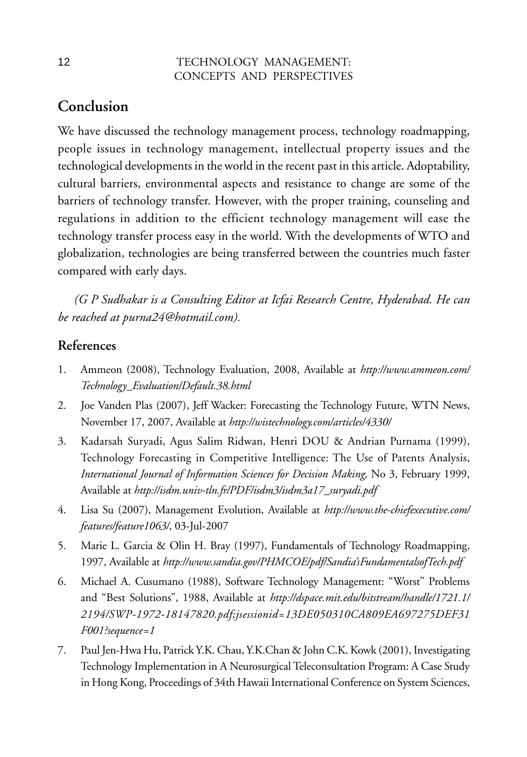## Conclusion

We have discussed the technology management process, technology roadmapping, people issues in technology management, intellectual property issues and the technological developments in the world in the recent past in this article. Adoptability, cultural barriers, environmental aspects and resistance to change are some of the barriers of technology transfer. However, with the proper training, counseling and regulations in addition to the efficient technology management will ease the technology transfer process easy in the world. With the developments of WTO and globalization, technologies are being transferred between the countries much faster compared with early days.

*(G P Sudhakar is a Consulting Editor at Icfai Research Centre, Hyderabad. He can be reached at purna24@hotmail.com).*

### References

1. Ammeon (2008), Technology Evaluation, 2008, Available at *http://www.ammeon.com/Technology_Evaluation/Default.38.html*
2. Joe Vanden Plas (2007), Jeff Wacker: Forecasting the Technology Future, WTN News, November 17, 2007, Available at *http://wistechnology.com/articles/4330/*
3. Kadarsah Suryadi, Agus Salim Ridwan, Henri DOU & Andrian Purnama (1999), Technology Forecasting in Competitive Intelligence: The Use of Patents Analysis, *International Journal of Information Sciences for Decision Making,* No 3, February 1999, Available at *http://isdm.univ-tln.fr/PDF/isdm3/isdm3a17_suryadi.pdf*
4. Lisa Su (2007), Management Evolution, Available at *http://www.the-chiefexecutive.com/features/feature1063/*, 03-Jul-2007
5. Marie L. Garcia & Olin H. Bray (1997), Fundamentals of Technology Roadmapping, 1997, Available at *http://www.sandia.gov/PHMCOE/pdf/Sandia'sFundamentalsofTech.pdf*
6. Michael A. Cusumano (1988), Software Technology Management: "Worst" Problems and "Best Solutions", 1988, Available at *http://dspace.mit.edu/bitstream/handle/1721.1/2194/SWP-1972-18147820.pdf;jsessionid=13DE050310CA809EA697275DEF31F001?sequence=1*
7. Paul Jen-Hwa Hu, Patrick Y.K. Chau, Y.K.Chan & John C.K. Kowk (2001), Investigating Technology Implementation in A Neurosurgical Teleconsultation Program: A Case Study in Hong Kong, Proceedings of 34th Hawaii International Conference on System Sciences,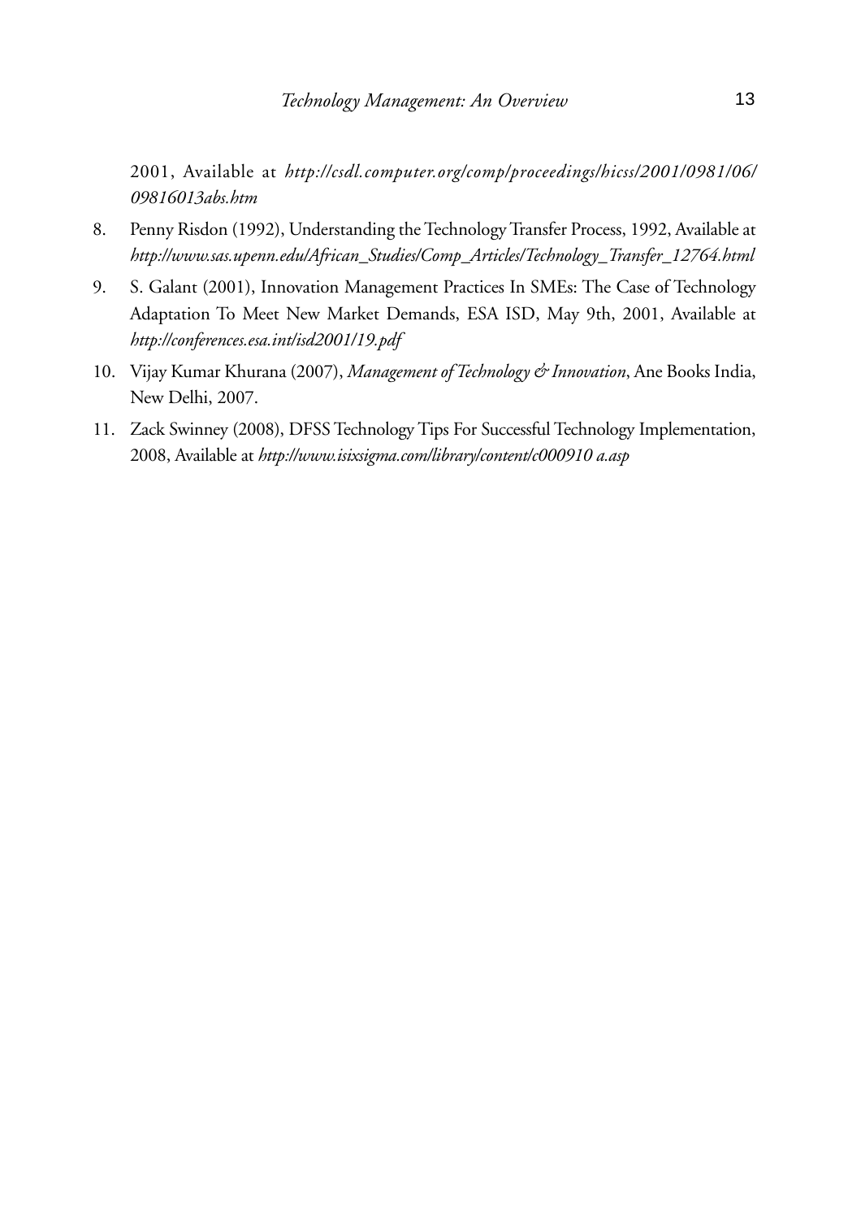2001, Available at *http://csdl.computer.org/comp/proceedings/hicss/2001/0981/06/09816013abs.htm*

8. Penny Risdon (1992), Understanding the Technology Transfer Process, 1992, Available at *http://www.sas.upenn.edu/African_Studies/Comp_Articles/Technology_Transfer_12764.html*
9. S. Galant (2001), Innovation Management Practices In SMEs: The Case of Technology Adaptation To Meet New Market Demands, ESA ISD, May 9th, 2001, Available at *http://conferences.esa.int/isd2001/19.pdf*
10. Vijay Kumar Khurana (2007), *Management of Technology & Innovation*, Ane Books India, New Delhi, 2007.
11. Zack Swinney (2008), DFSS Technology Tips For Successful Technology Implementation, 2008, Available at *http://www.isixsigma.com/library/content/c000910 a.asp*